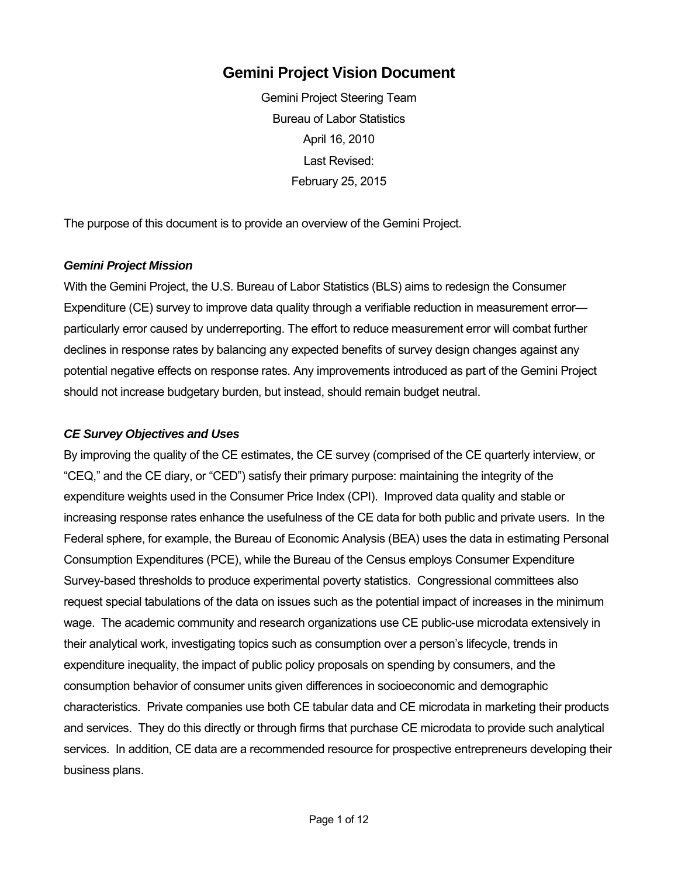# Gemini Project Vision Document

Gemini Project Steering Team

Bureau of Labor Statistics

April 16, 2010

Last Revised:

February 25, 2015

The purpose of this document is to provide an overview of the Gemini Project.

### *Gemini Project Mission*

With the Gemini Project, the U.S. Bureau of Labor Statistics (BLS) aims to redesign the Consumer Expenditure (CE) survey to improve data quality through a verifiable reduction in measurement error—particularly error caused by underreporting. The effort to reduce measurement error will combat further declines in response rates by balancing any expected benefits of survey design changes against any potential negative effects on response rates. Any improvements introduced as part of the Gemini Project should not increase budgetary burden, but instead, should remain budget neutral.

### *CE Survey Objectives and Uses*

By improving the quality of the CE estimates, the CE survey (comprised of the CE quarterly interview, or "CEQ," and the CE diary, or "CED") satisfy their primary purpose: maintaining the integrity of the expenditure weights used in the Consumer Price Index (CPI). Improved data quality and stable or increasing response rates enhance the usefulness of the CE data for both public and private users. In the Federal sphere, for example, the Bureau of Economic Analysis (BEA) uses the data in estimating Personal Consumption Expenditures (PCE), while the Bureau of the Census employs Consumer Expenditure Survey-based thresholds to produce experimental poverty statistics. Congressional committees also request special tabulations of the data on issues such as the potential impact of increases in the minimum wage. The academic community and research organizations use CE public-use microdata extensively in their analytical work, investigating topics such as consumption over a person's lifecycle, trends in expenditure inequality, the impact of public policy proposals on spending by consumers, and the consumption behavior of consumer units given differences in socioeconomic and demographic characteristics. Private companies use both CE tabular data and CE microdata in marketing their products and services. They do this directly or through firms that purchase CE microdata to provide such analytical services. In addition, CE data are a recommended resource for prospective entrepreneurs developing their business plans.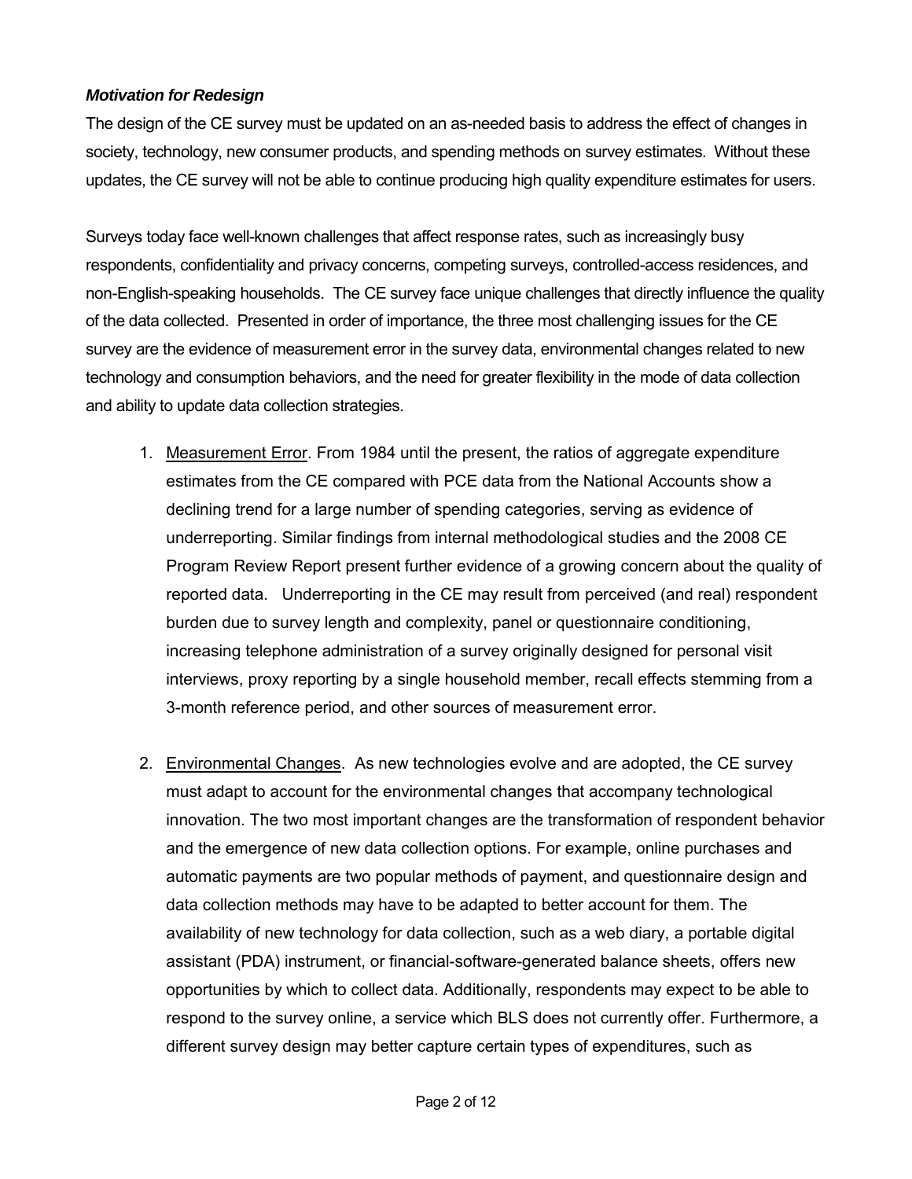***Motivation for Redesign***

The design of the CE survey must be updated on an as-needed basis to address the effect of changes in society, technology, new consumer products, and spending methods on survey estimates. Without these updates, the CE survey will not be able to continue producing high quality expenditure estimates for users.

Surveys today face well-known challenges that affect response rates, such as increasingly busy respondents, confidentiality and privacy concerns, competing surveys, controlled-access residences, and non-English-speaking households. The CE survey face unique challenges that directly influence the quality of the data collected. Presented in order of importance, the three most challenging issues for the CE survey are the evidence of measurement error in the survey data, environmental changes related to new technology and consumption behaviors, and the need for greater flexibility in the mode of data collection and ability to update data collection strategies.

1. Measurement Error. From 1984 until the present, the ratios of aggregate expenditure estimates from the CE compared with PCE data from the National Accounts show a declining trend for a large number of spending categories, serving as evidence of underreporting. Similar findings from internal methodological studies and the 2008 CE Program Review Report present further evidence of a growing concern about the quality of reported data. Underreporting in the CE may result from perceived (and real) respondent burden due to survey length and complexity, panel or questionnaire conditioning, increasing telephone administration of a survey originally designed for personal visit interviews, proxy reporting by a single household member, recall effects stemming from a 3-month reference period, and other sources of measurement error.

2. Environmental Changes. As new technologies evolve and are adopted, the CE survey must adapt to account for the environmental changes that accompany technological innovation. The two most important changes are the transformation of respondent behavior and the emergence of new data collection options. For example, online purchases and automatic payments are two popular methods of payment, and questionnaire design and data collection methods may have to be adapted to better account for them. The availability of new technology for data collection, such as a web diary, a portable digital assistant (PDA) instrument, or financial-software-generated balance sheets, offers new opportunities by which to collect data. Additionally, respondents may expect to be able to respond to the survey online, a service which BLS does not currently offer. Furthermore, a different survey design may better capture certain types of expenditures, such as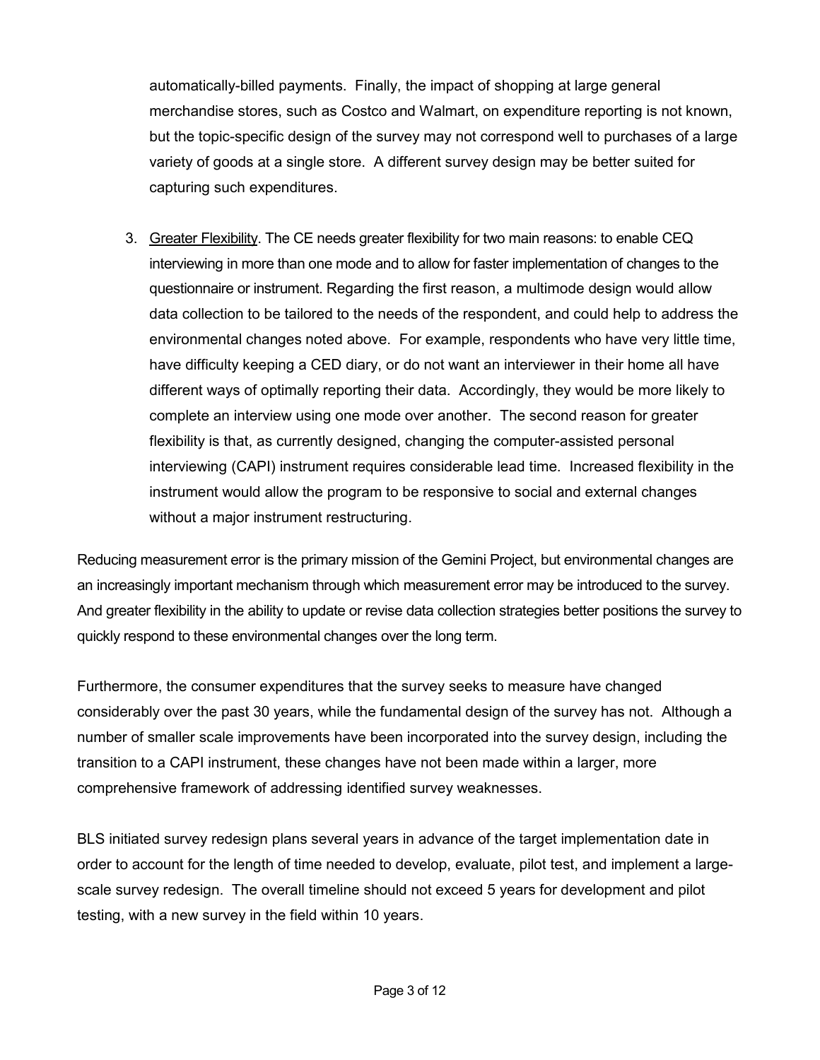automatically-billed payments. Finally, the impact of shopping at large general merchandise stores, such as Costco and Walmart, on expenditure reporting is not known, but the topic-specific design of the survey may not correspond well to purchases of a large variety of goods at a single store. A different survey design may be better suited for capturing such expenditures.

3. Greater Flexibility. The CE needs greater flexibility for two main reasons: to enable CEQ interviewing in more than one mode and to allow for faster implementation of changes to the questionnaire or instrument. Regarding the first reason, a multimode design would allow data collection to be tailored to the needs of the respondent, and could help to address the environmental changes noted above. For example, respondents who have very little time, have difficulty keeping a CED diary, or do not want an interviewer in their home all have different ways of optimally reporting their data. Accordingly, they would be more likely to complete an interview using one mode over another. The second reason for greater flexibility is that, as currently designed, changing the computer-assisted personal interviewing (CAPI) instrument requires considerable lead time. Increased flexibility in the instrument would allow the program to be responsive to social and external changes without a major instrument restructuring.

Reducing measurement error is the primary mission of the Gemini Project, but environmental changes are an increasingly important mechanism through which measurement error may be introduced to the survey. And greater flexibility in the ability to update or revise data collection strategies better positions the survey to quickly respond to these environmental changes over the long term.

Furthermore, the consumer expenditures that the survey seeks to measure have changed considerably over the past 30 years, while the fundamental design of the survey has not. Although a number of smaller scale improvements have been incorporated into the survey design, including the transition to a CAPI instrument, these changes have not been made within a larger, more comprehensive framework of addressing identified survey weaknesses.

BLS initiated survey redesign plans several years in advance of the target implementation date in order to account for the length of time needed to develop, evaluate, pilot test, and implement a large-scale survey redesign. The overall timeline should not exceed 5 years for development and pilot testing, with a new survey in the field within 10 years.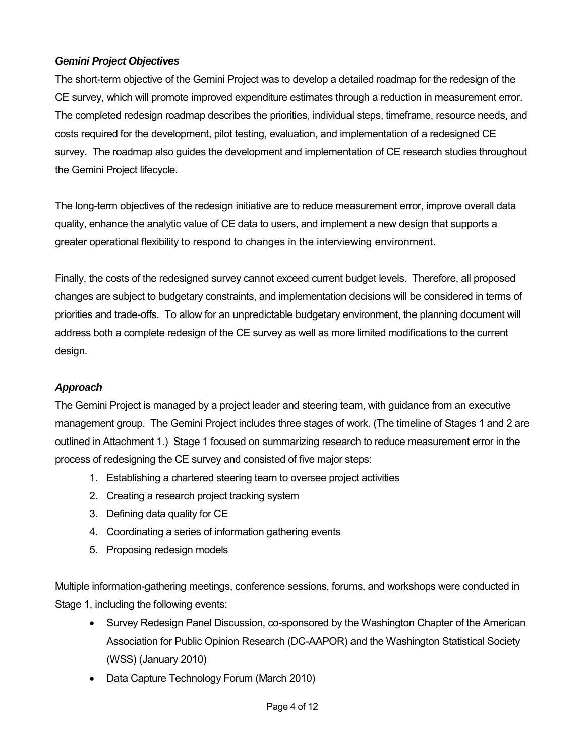### *Gemini Project Objectives*

The short-term objective of the Gemini Project was to develop a detailed roadmap for the redesign of the CE survey, which will promote improved expenditure estimates through a reduction in measurement error. The completed redesign roadmap describes the priorities, individual steps, timeframe, resource needs, and costs required for the development, pilot testing, evaluation, and implementation of a redesigned CE survey. The roadmap also guides the development and implementation of CE research studies throughout the Gemini Project lifecycle.

The long-term objectives of the redesign initiative are to reduce measurement error, improve overall data quality, enhance the analytic value of CE data to users, and implement a new design that supports a greater operational flexibility to respond to changes in the interviewing environment.

Finally, the costs of the redesigned survey cannot exceed current budget levels. Therefore, all proposed changes are subject to budgetary constraints, and implementation decisions will be considered in terms of priorities and trade-offs. To allow for an unpredictable budgetary environment, the planning document will address both a complete redesign of the CE survey as well as more limited modifications to the current design.

### *Approach*

The Gemini Project is managed by a project leader and steering team, with guidance from an executive management group. The Gemini Project includes three stages of work. (The timeline of Stages 1 and 2 are outlined in Attachment 1.) Stage 1 focused on summarizing research to reduce measurement error in the process of redesigning the CE survey and consisted of five major steps:

1. Establishing a chartered steering team to oversee project activities
2. Creating a research project tracking system
3. Defining data quality for CE
4. Coordinating a series of information gathering events
5. Proposing redesign models

Multiple information-gathering meetings, conference sessions, forums, and workshops were conducted in Stage 1, including the following events:

- Survey Redesign Panel Discussion, co-sponsored by the Washington Chapter of the American Association for Public Opinion Research (DC-AAPOR) and the Washington Statistical Society (WSS) (January 2010)
- Data Capture Technology Forum (March 2010)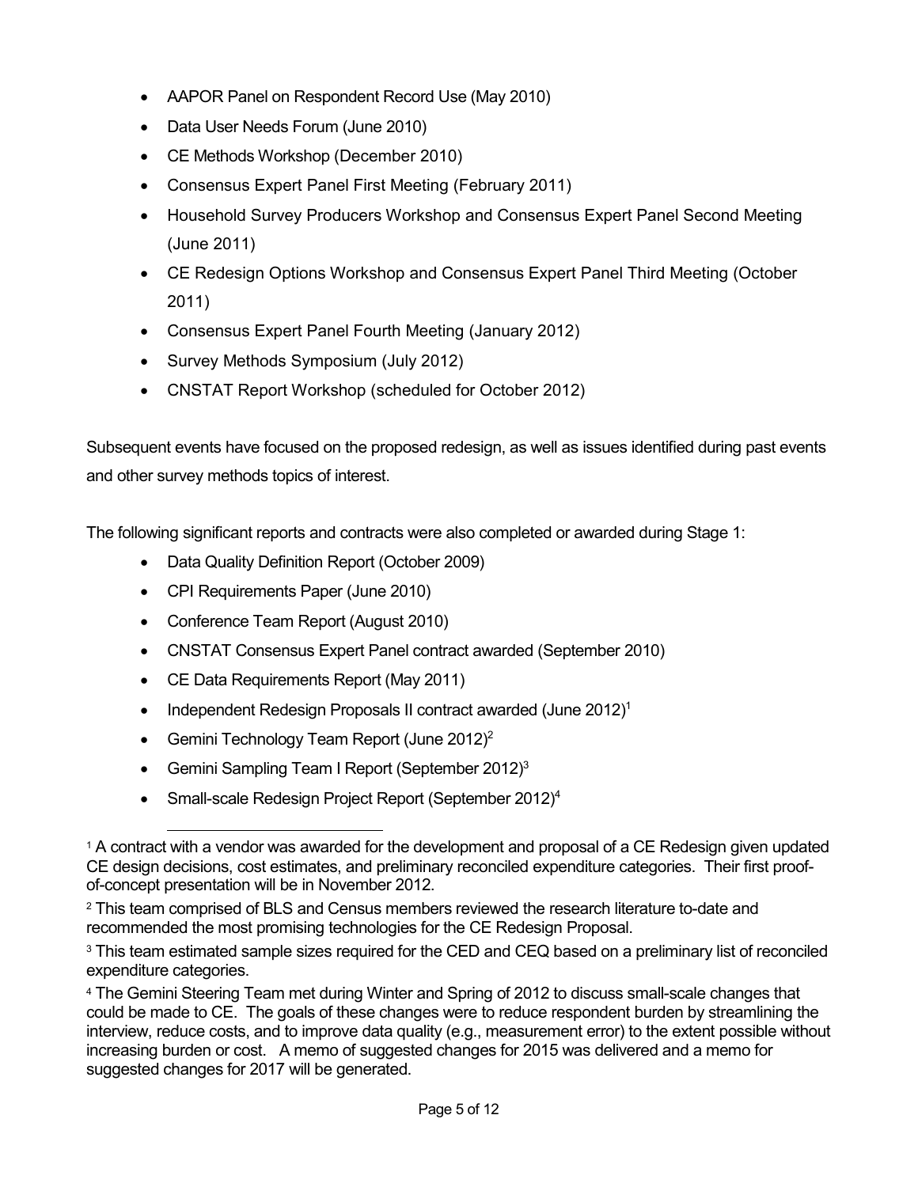- AAPOR Panel on Respondent Record Use (May 2010)
- Data User Needs Forum (June 2010)
- CE Methods Workshop (December 2010)
- Consensus Expert Panel First Meeting (February 2011)
- Household Survey Producers Workshop and Consensus Expert Panel Second Meeting (June 2011)
- CE Redesign Options Workshop and Consensus Expert Panel Third Meeting (October 2011)
- Consensus Expert Panel Fourth Meeting (January 2012)
- Survey Methods Symposium (July 2012)
- CNSTAT Report Workshop (scheduled for October 2012)

Subsequent events have focused on the proposed redesign, as well as issues identified during past events and other survey methods topics of interest.

The following significant reports and contracts were also completed or awarded during Stage 1:

- Data Quality Definition Report (October 2009)
- CPI Requirements Paper (June 2010)
- Conference Team Report (August 2010)
- CNSTAT Consensus Expert Panel contract awarded (September 2010)
- CE Data Requirements Report (May 2011)
- Independent Redesign Proposals II contract awarded (June 2012)[1]
- Gemini Technology Team Report (June 2012)[2]
- Gemini Sampling Team I Report (September 2012)[3]
- Small-scale Redesign Project Report (September 2012)[4]

[1] A contract with a vendor was awarded for the development and proposal of a CE Redesign given updated CE design decisions, cost estimates, and preliminary reconciled expenditure categories. Their first proof-of-concept presentation will be in November 2012.

[2] This team comprised of BLS and Census members reviewed the research literature to-date and recommended the most promising technologies for the CE Redesign Proposal.

[3] This team estimated sample sizes required for the CED and CEQ based on a preliminary list of reconciled expenditure categories.

[4] The Gemini Steering Team met during Winter and Spring of 2012 to discuss small-scale changes that could be made to CE. The goals of these changes were to reduce respondent burden by streamlining the interview, reduce costs, and to improve data quality (e.g., measurement error) to the extent possible without increasing burden or cost. A memo of suggested changes for 2015 was delivered and a memo for suggested changes for 2017 will be generated.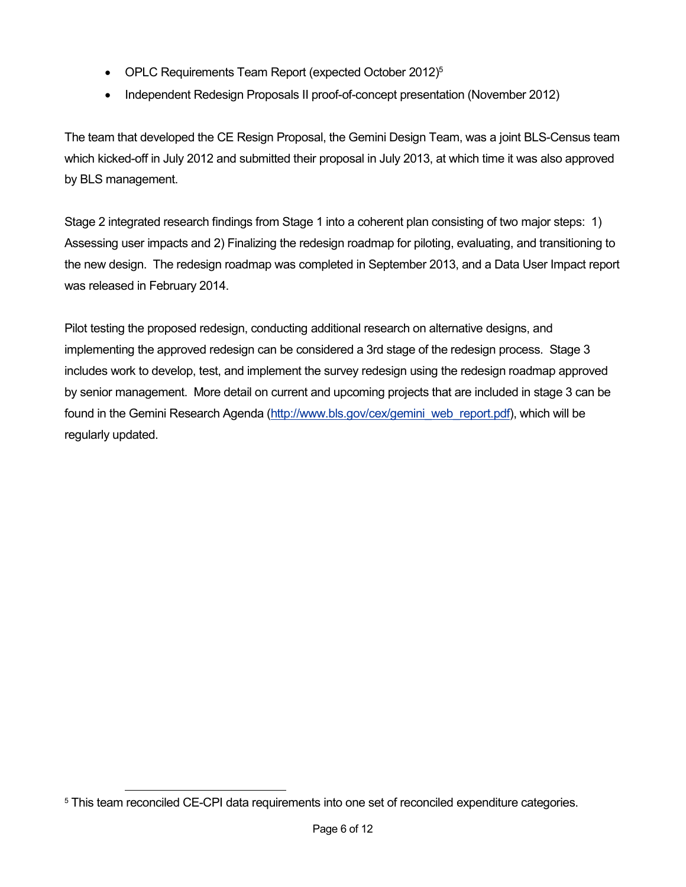- OPLC Requirements Team Report (expected October 2012)[5]
- Independent Redesign Proposals II proof-of-concept presentation (November 2012)

The team that developed the CE Resign Proposal, the Gemini Design Team, was a joint BLS-Census team which kicked-off in July 2012 and submitted their proposal in July 2013, at which time it was also approved by BLS management.

Stage 2 integrated research findings from Stage 1 into a coherent plan consisting of two major steps: 1) Assessing user impacts and 2) Finalizing the redesign roadmap for piloting, evaluating, and transitioning to the new design. The redesign roadmap was completed in September 2013, and a Data User Impact report was released in February 2014.

Pilot testing the proposed redesign, conducting additional research on alternative designs, and implementing the approved redesign can be considered a 3rd stage of the redesign process. Stage 3 includes work to develop, test, and implement the survey redesign using the redesign roadmap approved by senior management. More detail on current and upcoming projects that are included in stage 3 can be found in the Gemini Research Agenda (http://www.bls.gov/cex/gemini_web_report.pdf), which will be regularly updated.

[5] This team reconciled CE-CPI data requirements into one set of reconciled expenditure categories.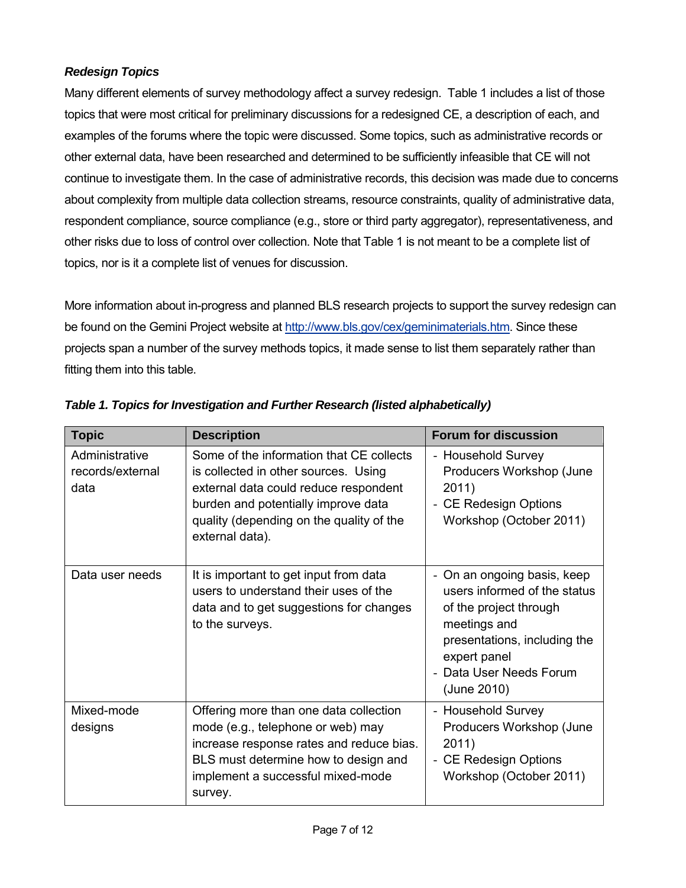***Redesign Topics***

Many different elements of survey methodology affect a survey redesign. Table 1 includes a list of those topics that were most critical for preliminary discussions for a redesigned CE, a description of each, and examples of the forums where the topic were discussed. Some topics, such as administrative records or other external data, have been researched and determined to be sufficiently infeasible that CE will not continue to investigate them. In the case of administrative records, this decision was made due to concerns about complexity from multiple data collection streams, resource constraints, quality of administrative data, respondent compliance, source compliance (e.g., store or third party aggregator), representativeness, and other risks due to loss of control over collection. Note that Table 1 is not meant to be a complete list of topics, nor is it a complete list of venues for discussion.

More information about in-progress and planned BLS research projects to support the survey redesign can be found on the Gemini Project website at http://www.bls.gov/cex/geminimaterials.htm. Since these projects span a number of the survey methods topics, it made sense to list them separately rather than fitting them into this table.

***Table 1. Topics for Investigation and Further Research (listed alphabetically)***

| Topic | Description | Forum for discussion |
|---|---|---|
| Administrative records/external data | Some of the information that CE collects is collected in other sources. Using external data could reduce respondent burden and potentially improve data quality (depending on the quality of the external data). | - Household Survey Producers Workshop (June 2011)<br>- CE Redesign Options Workshop (October 2011) |
| Data user needs | It is important to get input from data users to understand their uses of the data and to get suggestions for changes to the surveys. | - On an ongoing basis, keep users informed of the status of the project through meetings and presentations, including the expert panel<br>- Data User Needs Forum (June 2010) |
| Mixed-mode designs | Offering more than one data collection mode (e.g., telephone or web) may increase response rates and reduce bias. BLS must determine how to design and implement a successful mixed-mode survey. | - Household Survey Producers Workshop (June 2011)<br>- CE Redesign Options Workshop (October 2011) |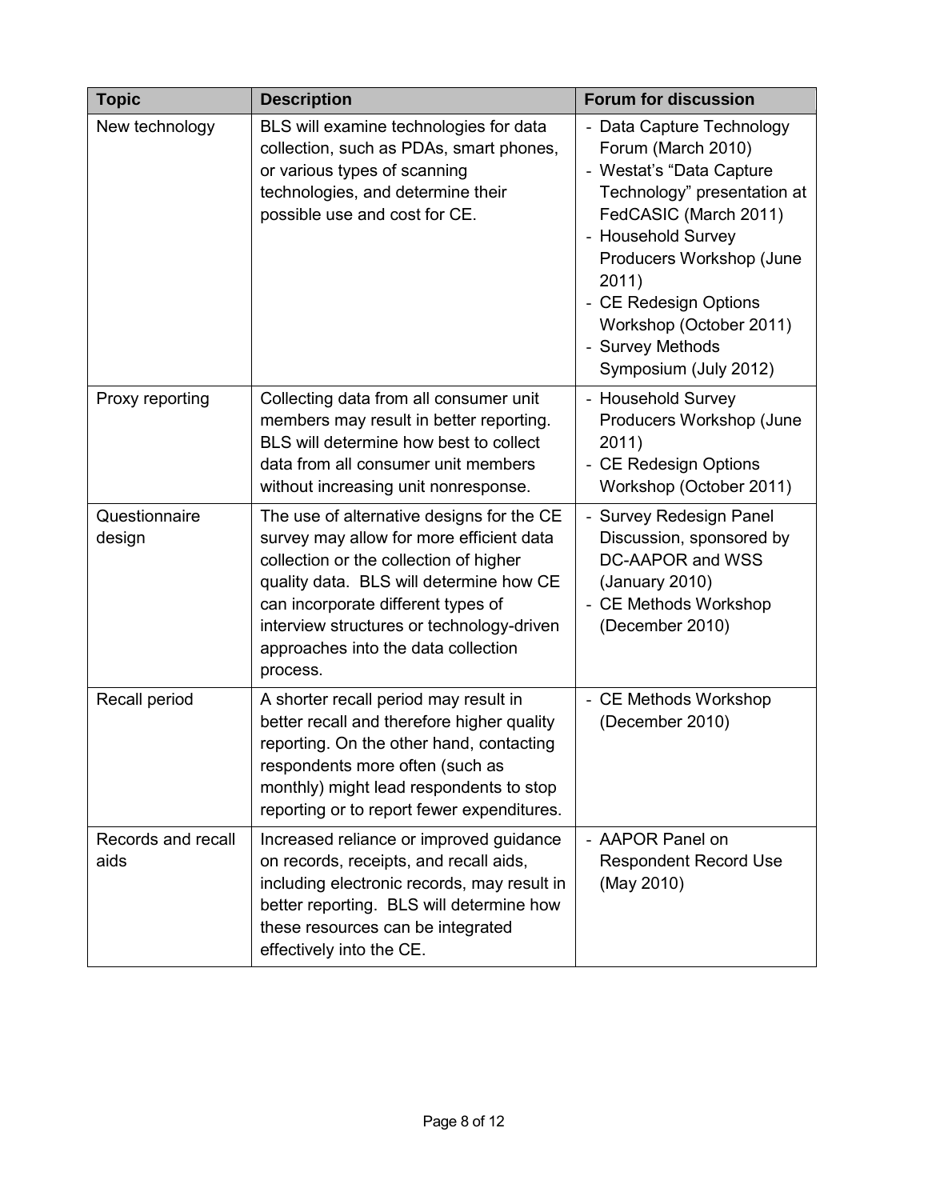| Topic | Description | Forum for discussion |
|---|---|---|
| New technology | BLS will examine technologies for data collection, such as PDAs, smart phones, or various types of scanning technologies, and determine their possible use and cost for CE. | - Data Capture Technology Forum (March 2010)<br>- Westat's "Data Capture Technology" presentation at FedCASIC (March 2011)<br>- Household Survey Producers Workshop (June 2011)<br>- CE Redesign Options Workshop (October 2011)<br>- Survey Methods Symposium (July 2012) |
| Proxy reporting | Collecting data from all consumer unit members may result in better reporting. BLS will determine how best to collect data from all consumer unit members without increasing unit nonresponse. | - Household Survey Producers Workshop (June 2011)<br>- CE Redesign Options Workshop (October 2011) |
| Questionnaire design | The use of alternative designs for the CE survey may allow for more efficient data collection or the collection of higher quality data. BLS will determine how CE can incorporate different types of interview structures or technology-driven approaches into the data collection process. | - Survey Redesign Panel Discussion, sponsored by DC-AAPOR and WSS (January 2010)<br>- CE Methods Workshop (December 2010) |
| Recall period | A shorter recall period may result in better recall and therefore higher quality reporting. On the other hand, contacting respondents more often (such as monthly) might lead respondents to stop reporting or to report fewer expenditures. | - CE Methods Workshop (December 2010) |
| Records and recall aids | Increased reliance or improved guidance on records, receipts, and recall aids, including electronic records, may result in better reporting. BLS will determine how these resources can be integrated effectively into the CE. | - AAPOR Panel on Respondent Record Use (May 2010) |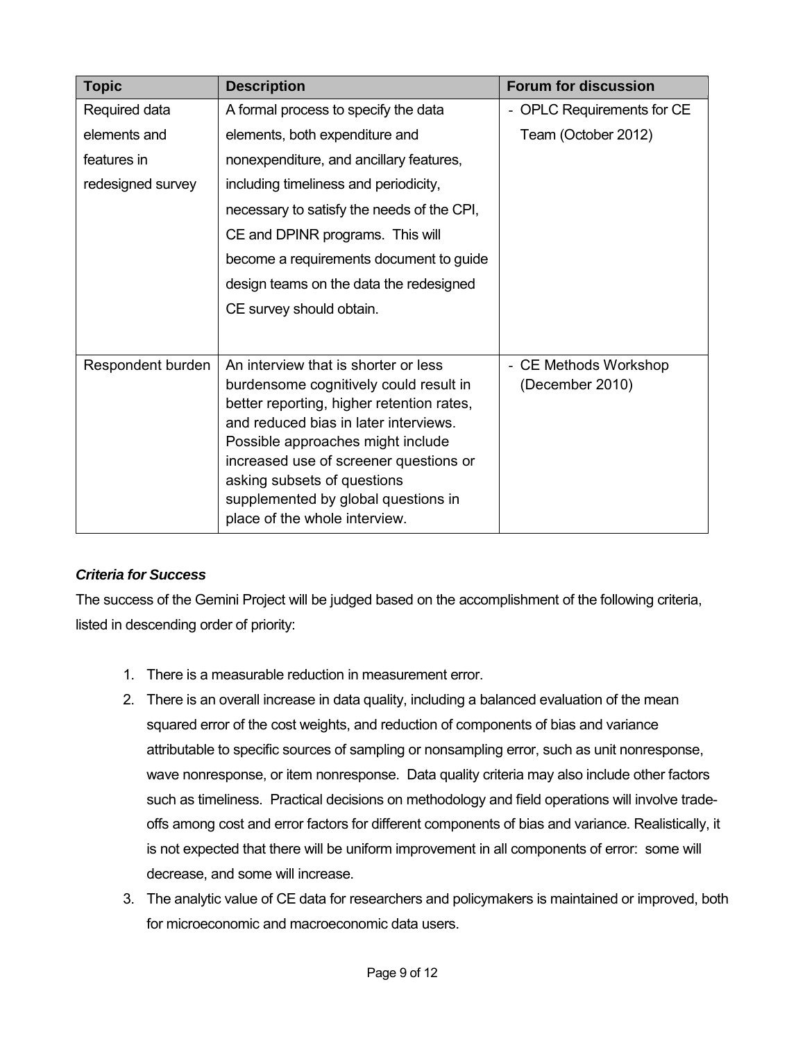| Topic | Description | Forum for discussion |
| --- | --- | --- |
| Required data elements and features in redesigned survey | A formal process to specify the data elements, both expenditure and nonexpenditure, and ancillary features, including timeliness and periodicity, necessary to satisfy the needs of the CPI, CE and DPINR programs. This will become a requirements document to guide design teams on the data the redesigned CE survey should obtain. | - OPLC Requirements for CE Team (October 2012) |
| Respondent burden | An interview that is shorter or less burdensome cognitively could result in better reporting, higher retention rates, and reduced bias in later interviews. Possible approaches might include increased use of screener questions or asking subsets of questions supplemented by global questions in place of the whole interview. | - CE Methods Workshop (December 2010) |

***Criteria for Success***

The success of the Gemini Project will be judged based on the accomplishment of the following criteria, listed in descending order of priority:

1. There is a measurable reduction in measurement error.
2. There is an overall increase in data quality, including a balanced evaluation of the mean squared error of the cost weights, and reduction of components of bias and variance attributable to specific sources of sampling or nonsampling error, such as unit nonresponse, wave nonresponse, or item nonresponse. Data quality criteria may also include other factors such as timeliness. Practical decisions on methodology and field operations will involve trade-offs among cost and error factors for different components of bias and variance. Realistically, it is not expected that there will be uniform improvement in all components of error: some will decrease, and some will increase.
3. The analytic value of CE data for researchers and policymakers is maintained or improved, both for microeconomic and macroeconomic data users.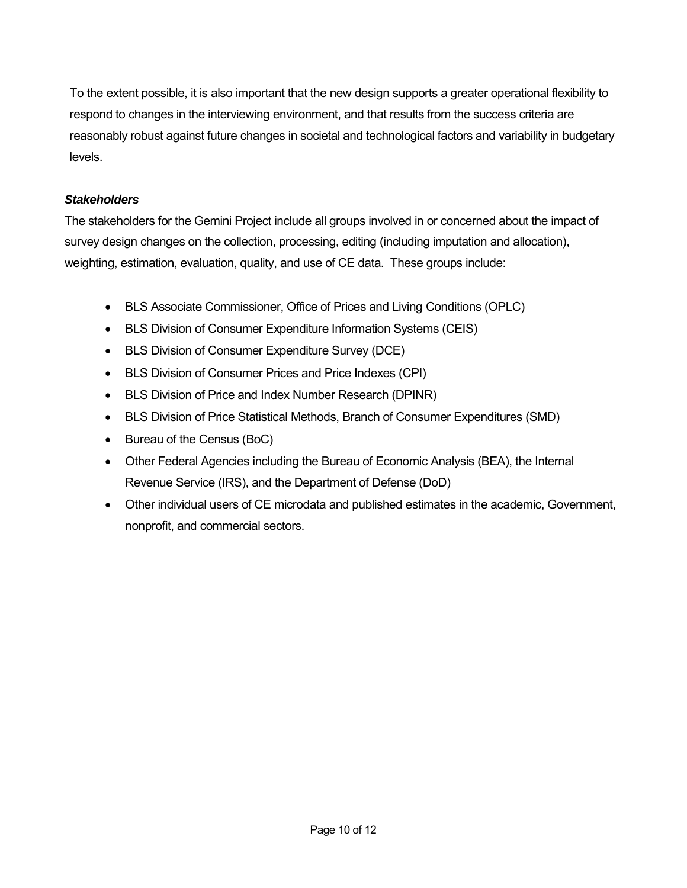To the extent possible, it is also important that the new design supports a greater operational flexibility to respond to changes in the interviewing environment, and that results from the success criteria are reasonably robust against future changes in societal and technological factors and variability in budgetary levels.

### *Stakeholders*

The stakeholders for the Gemini Project include all groups involved in or concerned about the impact of survey design changes on the collection, processing, editing (including imputation and allocation), weighting, estimation, evaluation, quality, and use of CE data. These groups include:

- BLS Associate Commissioner, Office of Prices and Living Conditions (OPLC)
- BLS Division of Consumer Expenditure Information Systems (CEIS)
- BLS Division of Consumer Expenditure Survey (DCE)
- BLS Division of Consumer Prices and Price Indexes (CPI)
- BLS Division of Price and Index Number Research (DPINR)
- BLS Division of Price Statistical Methods, Branch of Consumer Expenditures (SMD)
- Bureau of the Census (BoC)
- Other Federal Agencies including the Bureau of Economic Analysis (BEA), the Internal Revenue Service (IRS), and the Department of Defense (DoD)
- Other individual users of CE microdata and published estimates in the academic, Government, nonprofit, and commercial sectors.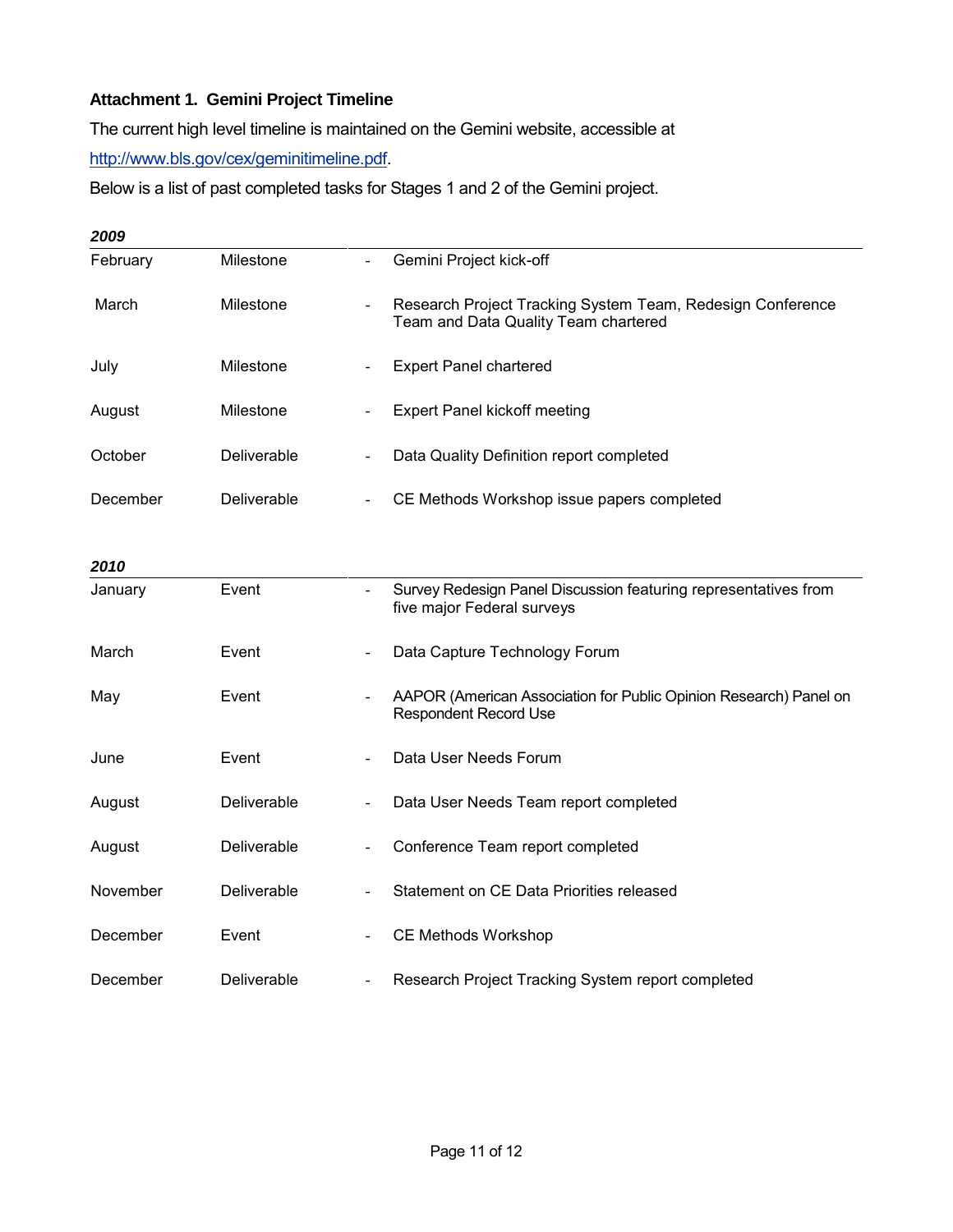**Attachment 1. Gemini Project Timeline**

The current high level timeline is maintained on the Gemini website, accessible at http://www.bls.gov/cex/geminitimeline.pdf.

Below is a list of past completed tasks for Stages 1 and 2 of the Gemini project.

***2009***

| | | | |
|---|---|---|---|
| February | Milestone | - | Gemini Project kick-off |
| March | Milestone | - | Research Project Tracking System Team, Redesign Conference Team and Data Quality Team chartered |
| July | Milestone | - | Expert Panel chartered |
| August | Milestone | - | Expert Panel kickoff meeting |
| October | Deliverable | - | Data Quality Definition report completed |
| December | Deliverable | - | CE Methods Workshop issue papers completed |

***2010***

| | | | |
|---|---|---|---|
| January | Event | - | Survey Redesign Panel Discussion featuring representatives from five major Federal surveys |
| March | Event | - | Data Capture Technology Forum |
| May | Event | - | AAPOR (American Association for Public Opinion Research) Panel on Respondent Record Use |
| June | Event | - | Data User Needs Forum |
| August | Deliverable | - | Data User Needs Team report completed |
| August | Deliverable | - | Conference Team report completed |
| November | Deliverable | - | Statement on CE Data Priorities released |
| December | Event | - | CE Methods Workshop |
| December | Deliverable | - | Research Project Tracking System report completed |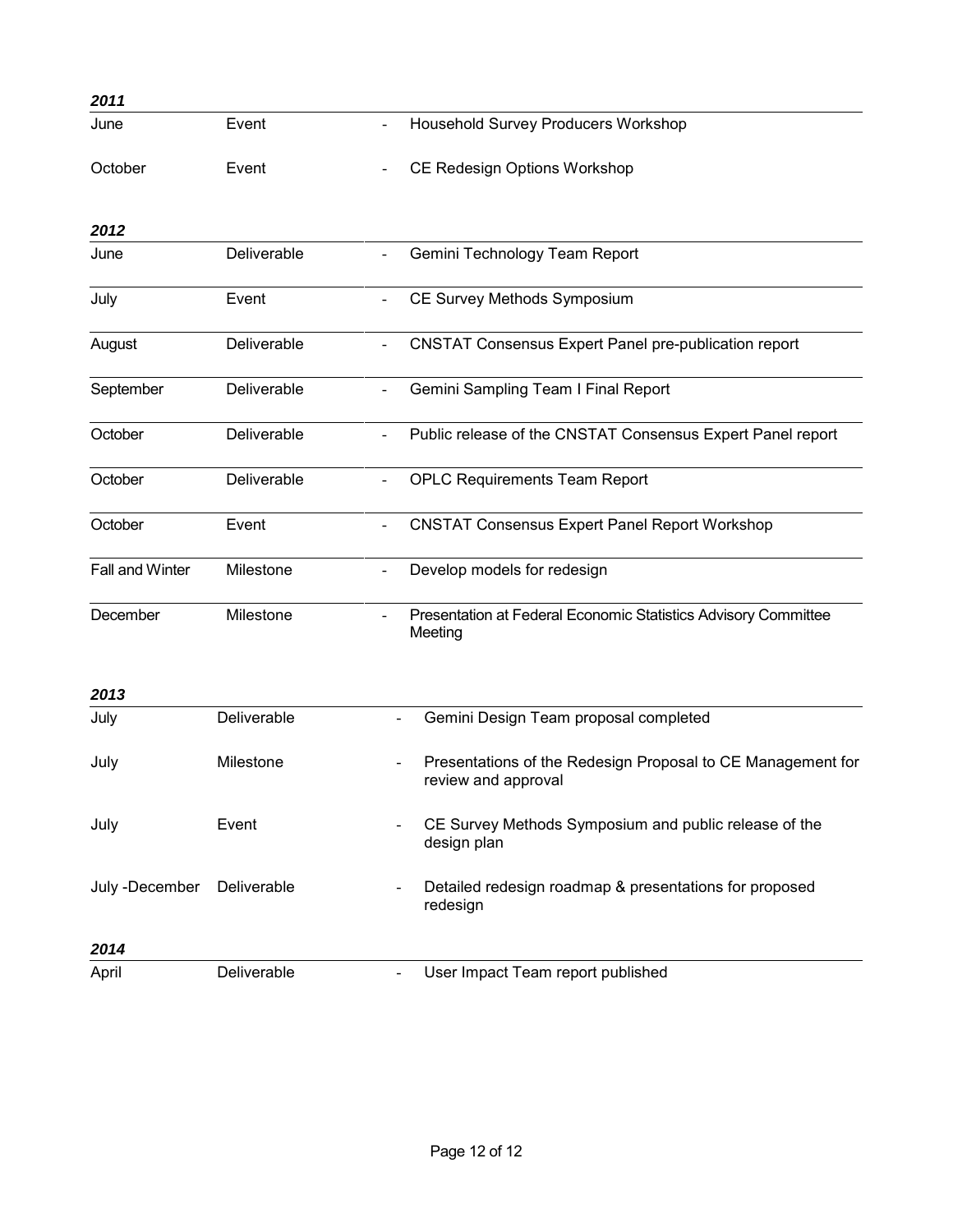***2011***

| | | | |
|---|---|---|---|
| June | Event | - | Household Survey Producers Workshop |
| October | Event | - | CE Redesign Options Workshop |

***2012***

| | | | |
|---|---|---|---|
| June | Deliverable | - | Gemini Technology Team Report |
| July | Event | - | CE Survey Methods Symposium |
| August | Deliverable | - | CNSTAT Consensus Expert Panel pre-publication report |
| September | Deliverable | - | Gemini Sampling Team I Final Report |
| October | Deliverable | - | Public release of the CNSTAT Consensus Expert Panel report |
| October | Deliverable | - | OPLC Requirements Team Report |
| October | Event | - | CNSTAT Consensus Expert Panel Report Workshop |
| Fall and Winter | Milestone | - | Develop models for redesign |
| December | Milestone | - | Presentation at Federal Economic Statistics Advisory Committee Meeting |

***2013***

| | | | |
|---|---|---|---|
| July | Deliverable | - | Gemini Design Team proposal completed |
| July | Milestone | - | Presentations of the Redesign Proposal to CE Management for review and approval |
| July | Event | - | CE Survey Methods Symposium and public release of the design plan |
| July -December | Deliverable | - | Detailed redesign roadmap & presentations for proposed redesign |

***2014***

| | | | |
|---|---|---|---|
| April | Deliverable | - | User Impact Team report published |